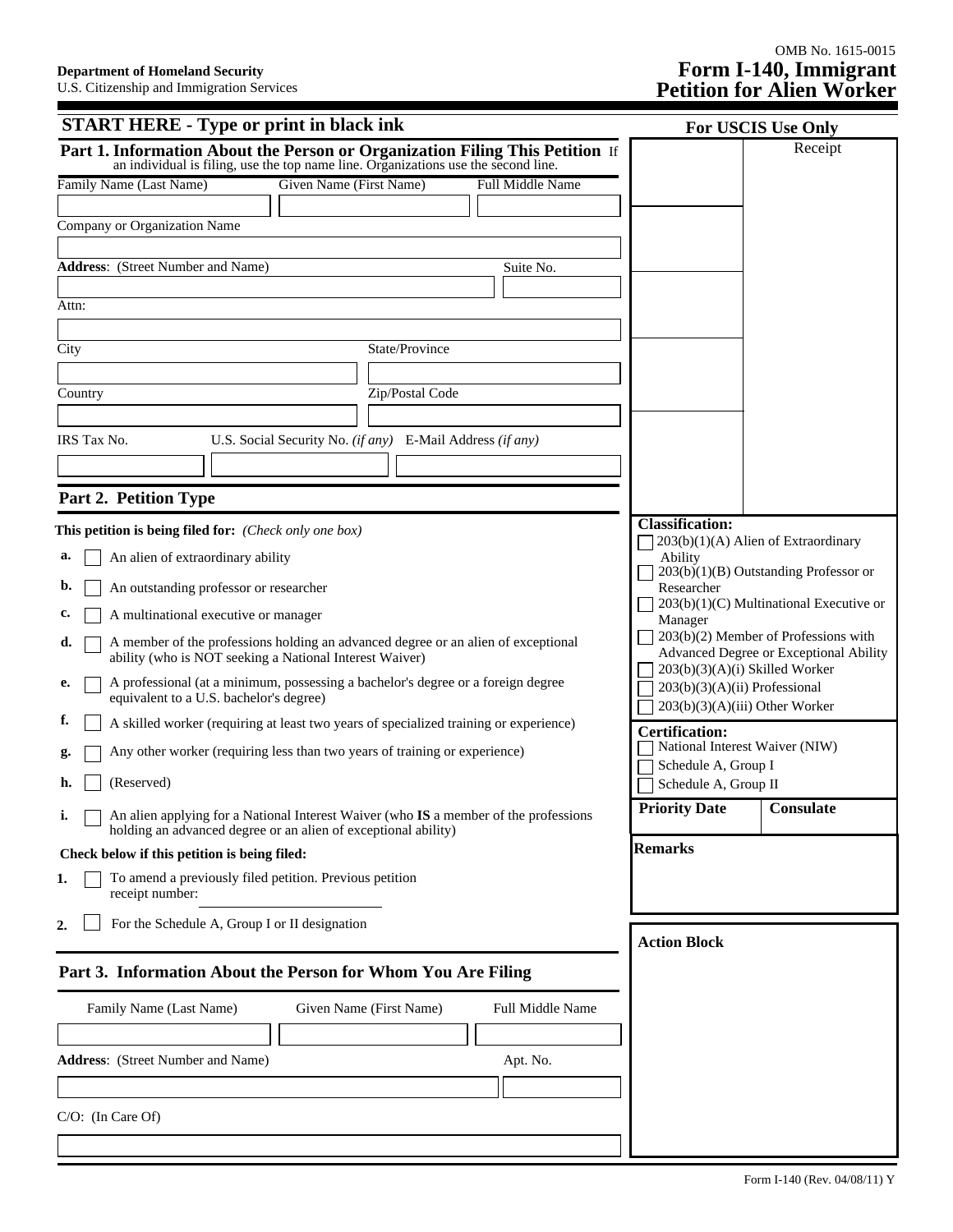OMB No. 1615-0015

**Department of Homeland Security**
U.S. Citizenship and Immigration Services

# Form I-140, Immigrant Petition for Alien Worker

## START HERE - Type or print in black ink

### Part 1. Information About the Person or Organization Filing This Petition

If an individual is filing, use the top name line. Organizations use the second line.

| Family Name (Last Name) | Given Name (First Name) | Full Middle Name |
|---|---|---|
| | | |

Company or Organization Name

| Address: (Street Number and Name) | Suite No. |
|---|---|
| | |

Attn:

| City | State/Province |
|---|---|
| | |

| Country | Zip/Postal Code |
|---|---|
| | |

| IRS Tax No. | U.S. Social Security No. *(if any)* | E-Mail Address *(if any)* |
|---|---|---|
| | | |

### Part 2. Petition Type

**This petition is being filed for:** *(Check only one box)*

- **a.** ☐ An alien of extraordinary ability
- **b.** ☐ An outstanding professor or researcher
- **c.** ☐ A multinational executive or manager
- **d.** ☐ A member of the professions holding an advanced degree or an alien of exceptional ability (who is NOT seeking a National Interest Waiver)
- **e.** ☐ A professional (at a minimum, possessing a bachelor's degree or a foreign degree equivalent to a U.S. bachelor's degree)
- **f.** ☐ A skilled worker (requiring at least two years of specialized training or experience)
- **g.** ☐ Any other worker (requiring less than two years of training or experience)
- **h.** ☐ (Reserved)
- **i.** ☐ An alien applying for a National Interest Waiver (who **IS** a member of the professions holding an advanced degree or an alien of exceptional ability)

**Check below if this petition is being filed:**

1. ☐ To amend a previously filed petition. Previous petition receipt number: ____________
2. ☐ For the Schedule A, Group I or II designation

### Part 3. Information About the Person for Whom You Are Filing

| Family Name (Last Name) | Given Name (First Name) | Full Middle Name |
|---|---|---|
| | | |

| Address: (Street Number and Name) | Apt. No. |
|---|---|
| | |

C/O: (In Care Of)

---

**For USCIS Use Only**

Receipt

**Classification:**

- ☐ 203(b)(1)(A) Alien of Extraordinary Ability
- ☐ 203(b)(1)(B) Outstanding Professor or Researcher
- ☐ 203(b)(1)(C) Multinational Executive or Manager
- ☐ 203(b)(2) Member of Professions with Advanced Degree or Exceptional Ability
- ☐ 203(b)(3)(A)(i) Skilled Worker
- ☐ 203(b)(3)(A)(ii) Professional
- ☐ 203(b)(3)(A)(iii) Other Worker

**Certification:**

- ☐ National Interest Waiver (NIW)
- ☐ Schedule A, Group I
- ☐ Schedule A, Group II

| **Priority Date** | **Consulate** |
|---|---|
| | |

**Remarks**

**Action Block**

Form I-140 (Rev. 04/08/11) Y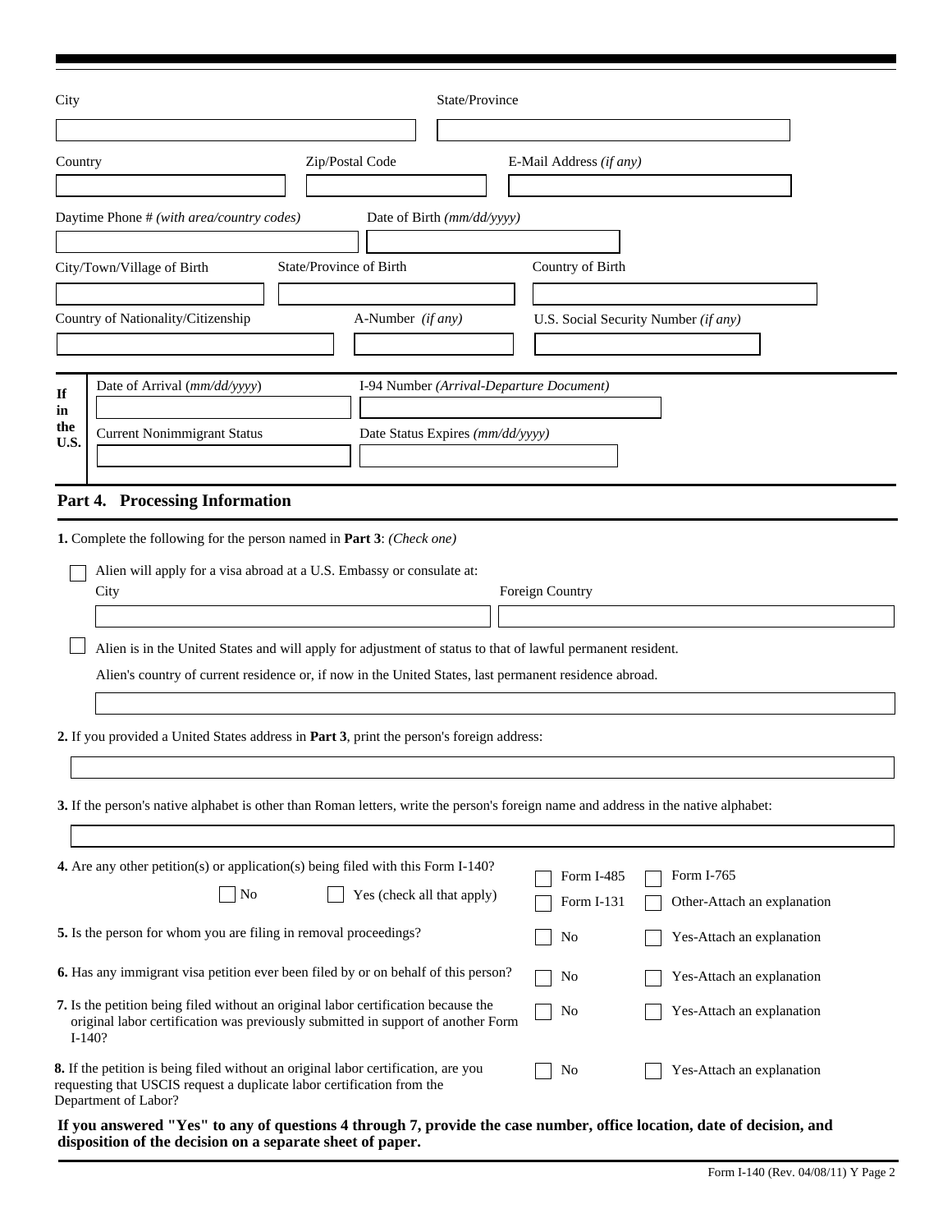City

State/Province

Country

Zip/Postal Code

E-Mail Address *(if any)*

Daytime Phone # *(with area/country codes)*

Date of Birth *(mm/dd/yyyy)*

City/Town/Village of Birth

State/Province of Birth

Country of Birth

Country of Nationality/Citizenship

A-Number *(if any)*

U.S. Social Security Number *(if any)*

**If in the U.S.**

Date of Arrival (*mm/dd/yyyy*)

I-94 Number *(Arrival-Departure Document)*

Current Nonimmigrant Status

Date Status Expires *(mm/dd/yyyy)*

## Part 4. Processing Information

**1.** Complete the following for the person named in **Part 3**: *(Check one)*

☐ Alien will apply for a visa abroad at a U.S. Embassy or consulate at:

City

Foreign Country

☐ Alien is in the United States and will apply for adjustment of status to that of lawful permanent resident.

Alien's country of current residence or, if now in the United States, last permanent residence abroad.

**2.** If you provided a United States address in **Part 3**, print the person's foreign address:

**3.** If the person's native alphabet is other than Roman letters, write the person's foreign name and address in the native alphabet:

**4.** Are any other petition(s) or application(s) being filed with this Form I-140?

☐ No ☐ Yes (check all that apply)

☐ Form I-485 ☐ Form I-765

☐ Form I-131 ☐ Other-Attach an explanation

**5.** Is the person for whom you are filing in removal proceedings? ☐ No ☐ Yes-Attach an explanation

**6.** Has any immigrant visa petition ever been filed by or on behalf of this person? ☐ No ☐ Yes-Attach an explanation

**7.** Is the petition being filed without an original labor certification because the original labor certification was previously submitted in support of another Form I-140? ☐ No ☐ Yes-Attach an explanation

**8.** If the petition is being filed without an original labor certification, are you requesting that USCIS request a duplicate labor certification from the Department of Labor? ☐ No ☐ Yes-Attach an explanation

**If you answered "Yes" to any of questions 4 through 7, provide the case number, office location, date of decision, and disposition of the decision on a separate sheet of paper.**

Form I-140 (Rev. 04/08/11) Y Page 2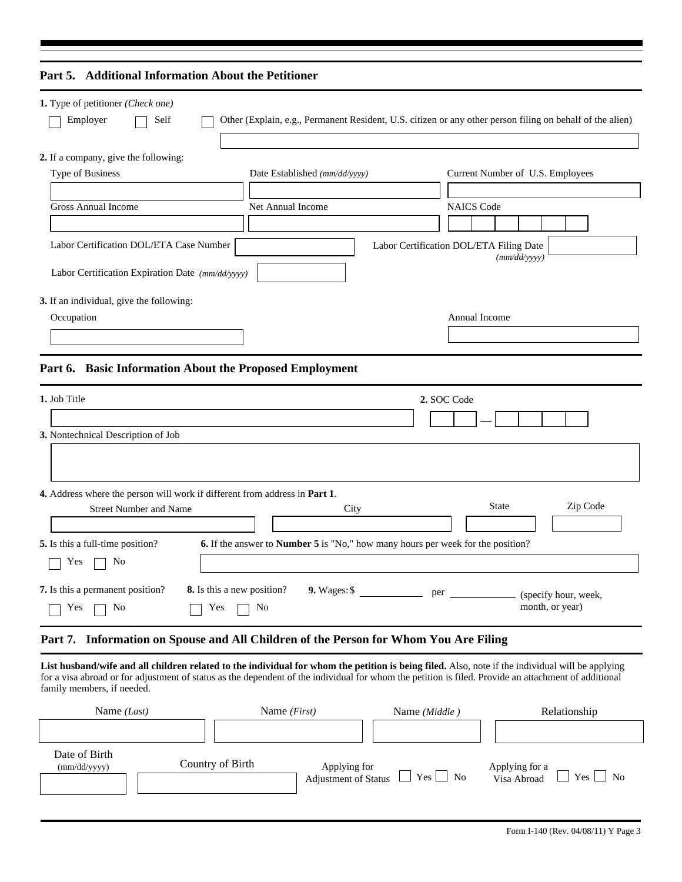## Part 5. Additional Information About the Petitioner

**1.** Type of petitioner *(Check one)*

☐ Employer ☐ Self ☐ Other (Explain, e.g., Permanent Resident, U.S. citizen or any other person filing on behalf of the alien)

**2.** If a company, give the following:

| Type of Business | Date Established *(mm/dd/yyyy)* | Current Number of U.S. Employees |
|---|---|---|
| | | |
| **Gross Annual Income** | **Net Annual Income** | **NAICS Code** |
| | | |

Labor Certification DOL/ETA Case Number

Labor Certification DOL/ETA Filing Date *(mm/dd/yyyy)*

Labor Certification Expiration Date *(mm/dd/yyyy)*

**3.** If an individual, give the following:

| Occupation | Annual Income |
|---|---|
| | |

## Part 6. Basic Information About the Proposed Employment

**1.** Job Title

**2.** SOC Code

**3.** Nontechnical Description of Job

**4.** Address where the person will work if different from address in **Part 1**.

| Street Number and Name | City | State | Zip Code |
|---|---|---|---|
| | | | |

**5.** Is this a full-time position?

☐ Yes ☐ No

**6.** If the answer to **Number 5** is "No," how many hours per week for the position?

**7.** Is this a permanent position?

☐ Yes ☐ No

**8.** Is this a new position?

☐ Yes ☐ No

**9.** Wages: $ __________ per __________ (specify hour, week, month, or year)

## Part 7. Information on Spouse and All Children of the Person for Whom You Are Filing

**List husband/wife and all children related to the individual for whom the petition is being filed.** Also, note if the individual will be applying for a visa abroad or for adjustment of status as the dependent of the individual for whom the petition is filed. Provide an attachment of additional family members, if needed.

| Name *(Last)* | Name *(First)* | Name *(Middle )* | Relationship |
|---|---|---|---|
| | | | |

| Date of Birth (mm/dd/yyyy) | Country of Birth | Applying for Adjustment of Status | Applying for a Visa Abroad |
|---|---|---|---|
| | | ☐ Yes ☐ No | ☐ Yes ☐ No |

Form I-140 (Rev. 04/08/11) Y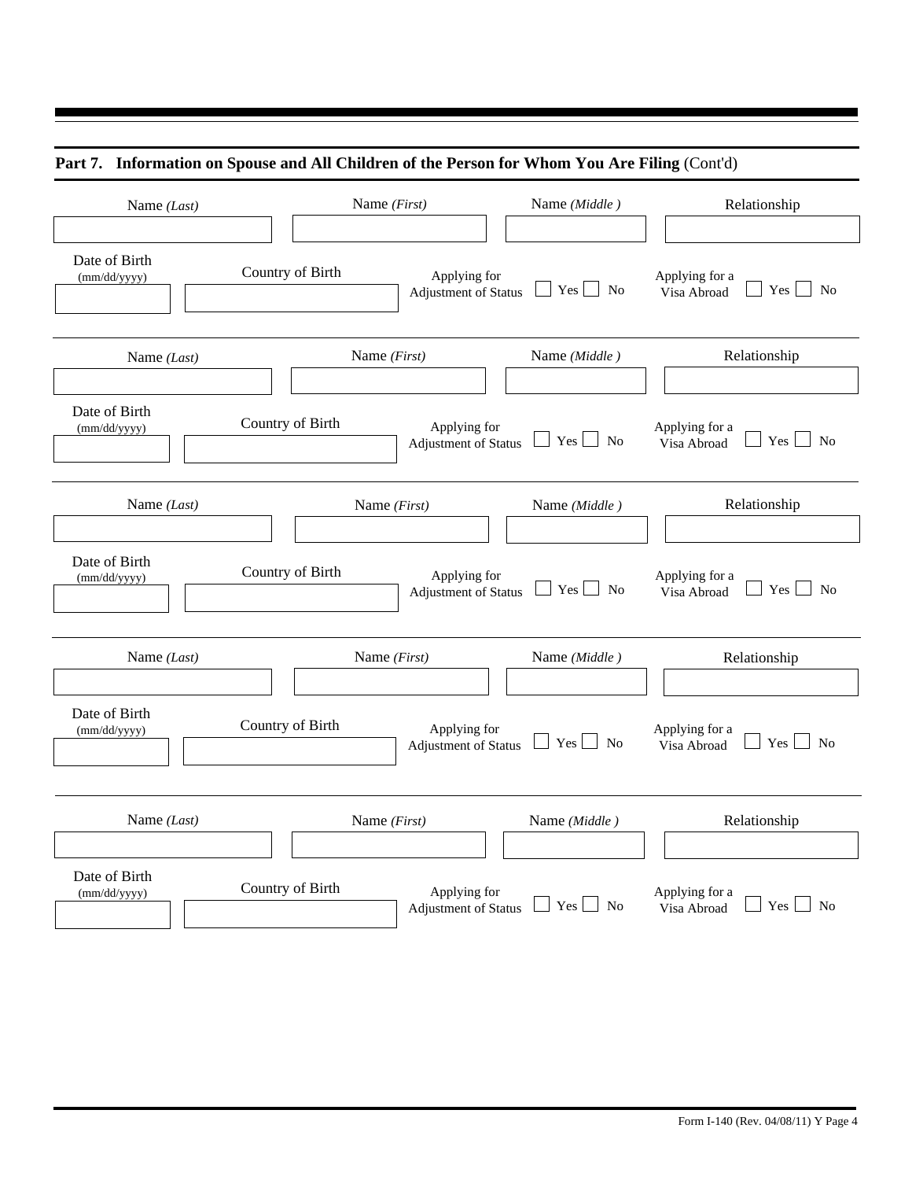## Part 7. Information on Spouse and All Children of the Person for Whom You Are Filing (Cont'd)

Name *(Last)* | Name *(First)* | Name *(Middle )* | Relationship

Date of Birth (mm/dd/yyyy) | Country of Birth | Applying for Adjustment of Status ☐ Yes ☐ No | Applying for a Visa Abroad ☐ Yes ☐ No

---

Name *(Last)* | Name *(First)* | Name *(Middle )* | Relationship

Date of Birth (mm/dd/yyyy) | Country of Birth | Applying for Adjustment of Status ☐ Yes ☐ No | Applying for a Visa Abroad ☐ Yes ☐ No

---

Name *(Last)* | Name *(First)* | Name *(Middle )* | Relationship

Date of Birth (mm/dd/yyyy) | Country of Birth | Applying for Adjustment of Status ☐ Yes ☐ No | Applying for a Visa Abroad ☐ Yes ☐ No

---

Name *(Last)* | Name *(First)* | Name *(Middle )* | Relationship

Date of Birth (mm/dd/yyyy) | Country of Birth | Applying for Adjustment of Status ☐ Yes ☐ No | Applying for a Visa Abroad ☐ Yes ☐ No

---

Name *(Last)* | Name *(First)* | Name *(Middle )* | Relationship

Date of Birth (mm/dd/yyyy) | Country of Birth | Applying for Adjustment of Status ☐ Yes ☐ No | Applying for a Visa Abroad ☐ Yes ☐ No

Form I-140 (Rev. 04/08/11) Y Page 4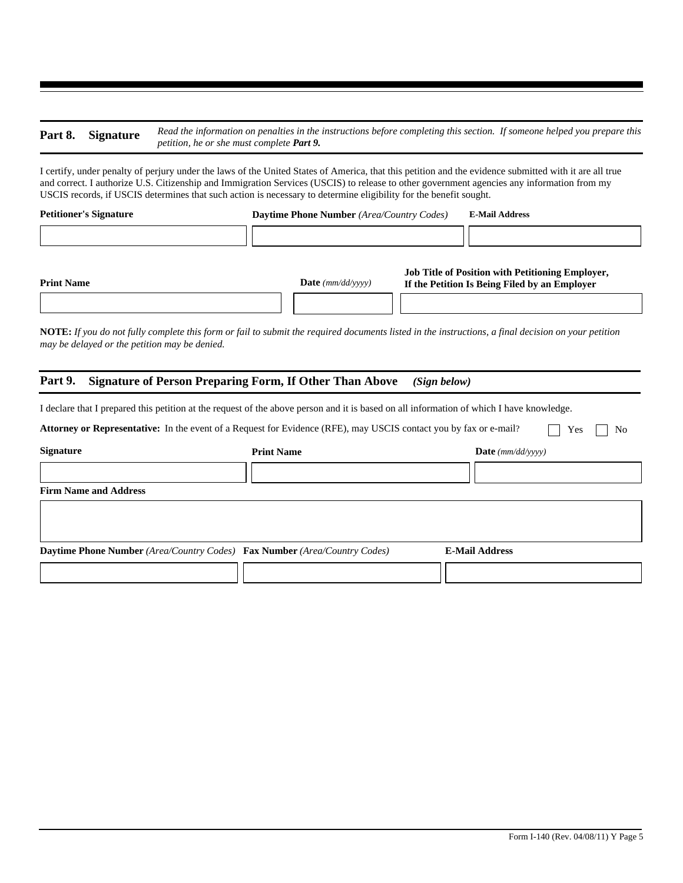## Part 8. Signature

*Read the information on penalties in the instructions before completing this section. If someone helped you prepare this petition, he or she must complete **Part 9.***

I certify, under penalty of perjury under the laws of the United States of America, that this petition and the evidence submitted with it are all true and correct. I authorize U.S. Citizenship and Immigration Services (USCIS) to release to other government agencies any information from my USCIS records, if USCIS determines that such action is necessary to determine eligibility for the benefit sought.

| **Petitioner's Signature** | **Daytime Phone Number** *(Area/Country Codes)* | **E-Mail Address** |
|---|---|---|
| | | |

| **Print Name** | **Date** *(mm/dd/yyyy)* | **Job Title of Position with Petitioning Employer, If the Petition Is Being Filed by an Employer** |
|---|---|---|
| | | |

**NOTE:** *If you do not fully complete this form or fail to submit the required documents listed in the instructions, a final decision on your petition may be delayed or the petition may be denied.*

## Part 9. Signature of Person Preparing Form, If Other Than Above *(Sign below)*

I declare that I prepared this petition at the request of the above person and it is based on all information of which I have knowledge.

**Attorney or Representative:** In the event of a Request for Evidence (RFE), may USCIS contact you by fax or e-mail? ☐ Yes ☐ No

| **Signature** | **Print Name** | **Date** *(mm/dd/yyyy)* |
|---|---|---|
| | | |

**Firm Name and Address**

| **Daytime Phone Number** *(Area/Country Codes)* | **Fax Number** *(Area/Country Codes)* | **E-Mail Address** |
|---|---|---|
| | | |

Form I-140 (Rev. 04/08/11) Y Page 5